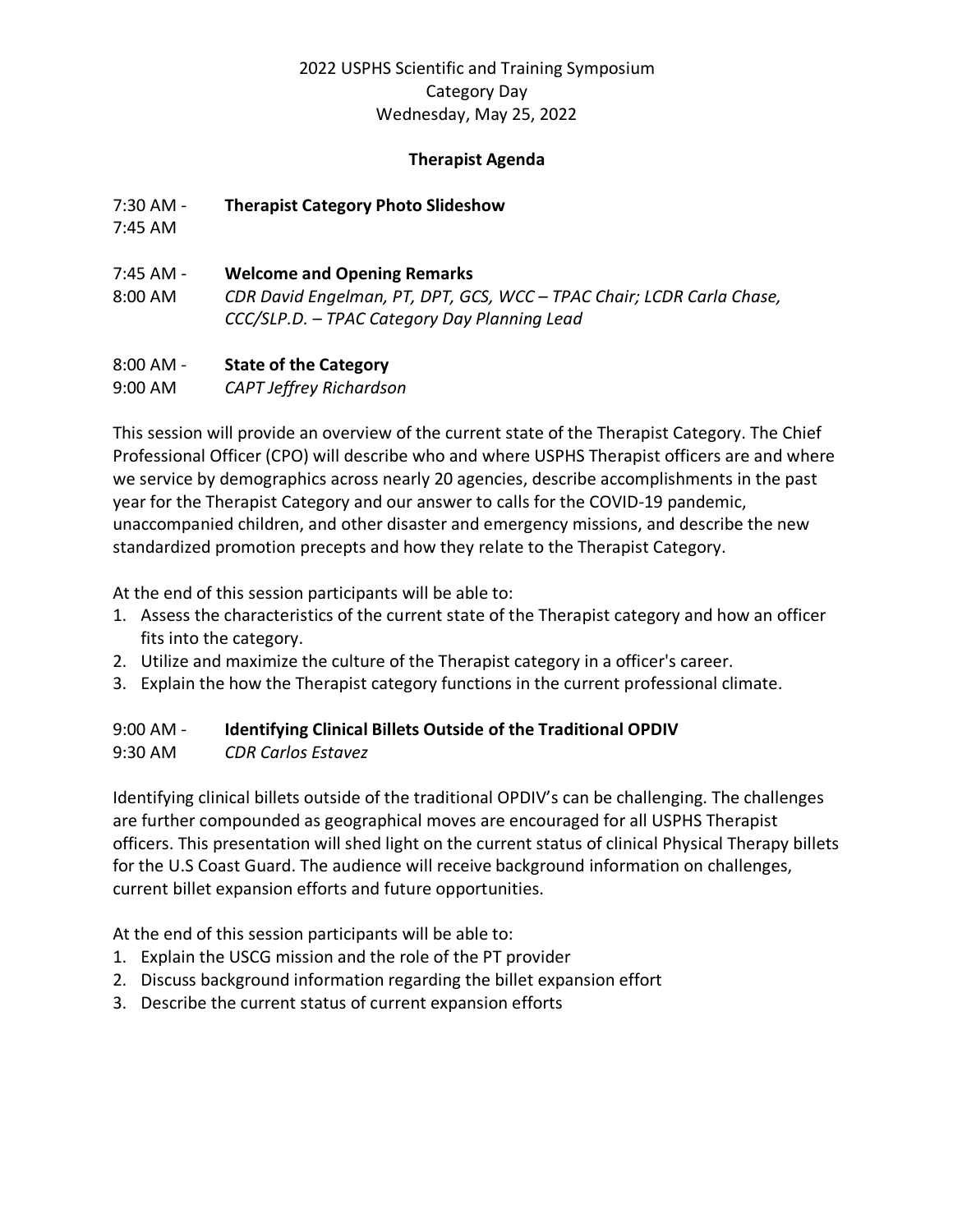2022 USPHS Scientific and Training Symposium
Category Day
Wednesday, May 25, 2022

**Therapist Agenda**

7:30 AM - 7:45 AM **Therapist Category Photo Slideshow**

7:45 AM - 8:00 AM **Welcome and Opening Remarks**
*CDR David Engelman, PT, DPT, GCS, WCC – TPAC Chair; LCDR Carla Chase, CCC/SLP.D. – TPAC Category Day Planning Lead*

8:00 AM - 9:00 AM **State of the Category**
*CAPT Jeffrey Richardson*

This session will provide an overview of the current state of the Therapist Category. The Chief Professional Officer (CPO) will describe who and where USPHS Therapist officers are and where we service by demographics across nearly 20 agencies, describe accomplishments in the past year for the Therapist Category and our answer to calls for the COVID-19 pandemic, unaccompanied children, and other disaster and emergency missions, and describe the new standardized promotion precepts and how they relate to the Therapist Category.

At the end of this session participants will be able to:

1. Assess the characteristics of the current state of the Therapist category and how an officer fits into the category.
2. Utilize and maximize the culture of the Therapist category in a officer's career.
3. Explain the how the Therapist category functions in the current professional climate.

9:00 AM - 9:30 AM **Identifying Clinical Billets Outside of the Traditional OPDIV**
*CDR Carlos Estavez*

Identifying clinical billets outside of the traditional OPDIV's can be challenging. The challenges are further compounded as geographical moves are encouraged for all USPHS Therapist officers. This presentation will shed light on the current status of clinical Physical Therapy billets for the U.S Coast Guard. The audience will receive background information on challenges, current billet expansion efforts and future opportunities.

At the end of this session participants will be able to:

1. Explain the USCG mission and the role of the PT provider
2. Discuss background information regarding the billet expansion effort
3. Describe the current status of current expansion efforts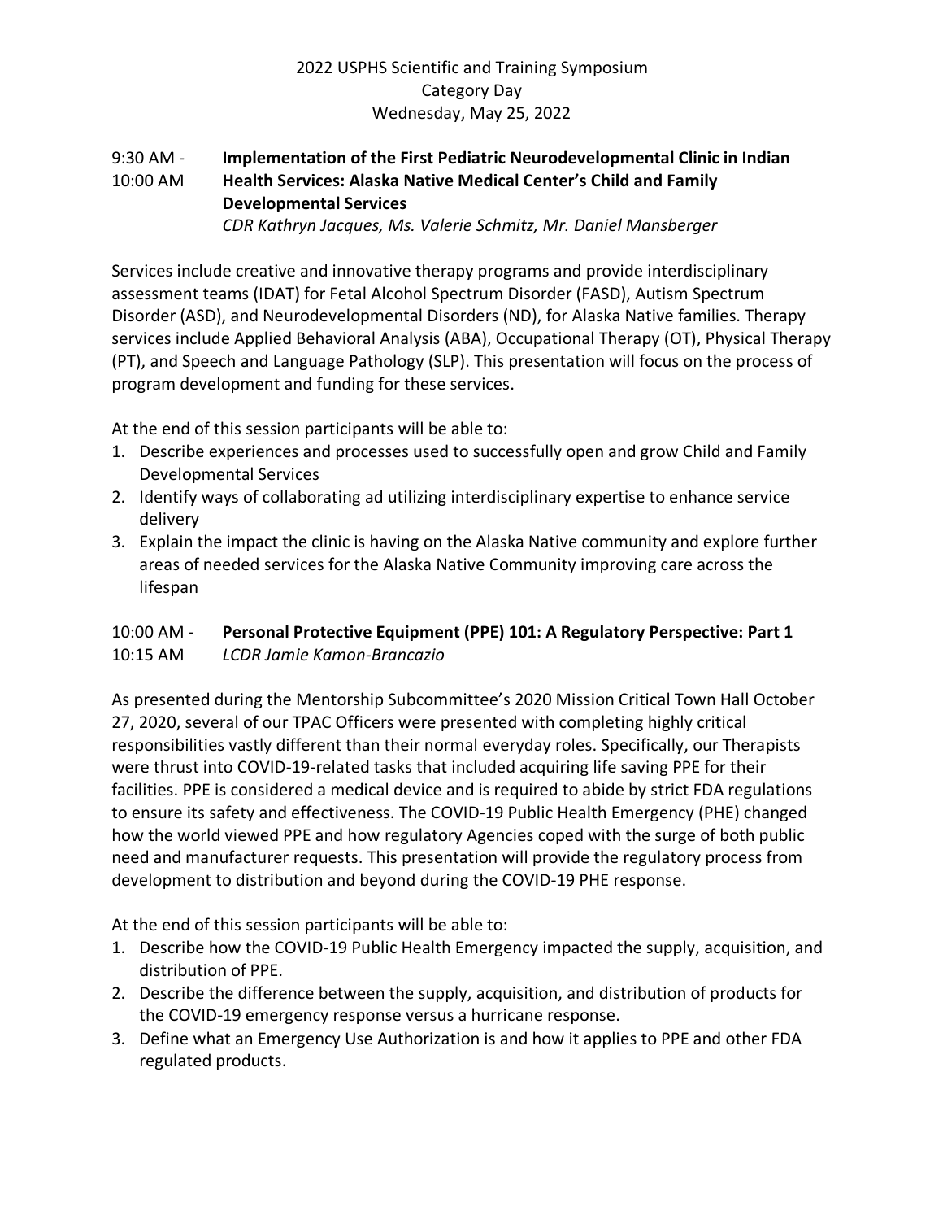2022 USPHS Scientific and Training Symposium
Category Day
Wednesday, May 25, 2022

9:30 AM - 10:00 AM **Implementation of the First Pediatric Neurodevelopmental Clinic in Indian Health Services: Alaska Native Medical Center's Child and Family Developmental Services**
*CDR Kathryn Jacques, Ms. Valerie Schmitz, Mr. Daniel Mansberger*

Services include creative and innovative therapy programs and provide interdisciplinary assessment teams (IDAT) for Fetal Alcohol Spectrum Disorder (FASD), Autism Spectrum Disorder (ASD), and Neurodevelopmental Disorders (ND), for Alaska Native families. Therapy services include Applied Behavioral Analysis (ABA), Occupational Therapy (OT), Physical Therapy (PT), and Speech and Language Pathology (SLP). This presentation will focus on the process of program development and funding for these services.

At the end of this session participants will be able to:

1. Describe experiences and processes used to successfully open and grow Child and Family Developmental Services
2. Identify ways of collaborating ad utilizing interdisciplinary expertise to enhance service delivery
3. Explain the impact the clinic is having on the Alaska Native community and explore further areas of needed services for the Alaska Native Community improving care across the lifespan

10:00 AM - 10:15 AM **Personal Protective Equipment (PPE) 101: A Regulatory Perspective: Part 1**
*LCDR Jamie Kamon-Brancazio*

As presented during the Mentorship Subcommittee's 2020 Mission Critical Town Hall October 27, 2020, several of our TPAC Officers were presented with completing highly critical responsibilities vastly different than their normal everyday roles. Specifically, our Therapists were thrust into COVID-19-related tasks that included acquiring life saving PPE for their facilities. PPE is considered a medical device and is required to abide by strict FDA regulations to ensure its safety and effectiveness. The COVID-19 Public Health Emergency (PHE) changed how the world viewed PPE and how regulatory Agencies coped with the surge of both public need and manufacturer requests. This presentation will provide the regulatory process from development to distribution and beyond during the COVID-19 PHE response.

At the end of this session participants will be able to:

1. Describe how the COVID-19 Public Health Emergency impacted the supply, acquisition, and distribution of PPE.
2. Describe the difference between the supply, acquisition, and distribution of products for the COVID-19 emergency response versus a hurricane response.
3. Define what an Emergency Use Authorization is and how it applies to PPE and other FDA regulated products.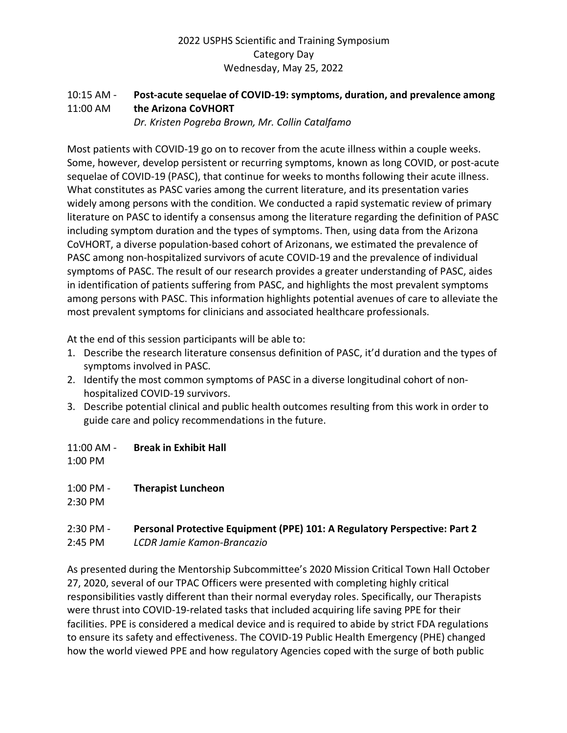2022 USPHS Scientific and Training Symposium
Category Day
Wednesday, May 25, 2022

10:15 AM - 11:00 AM **Post-acute sequelae of COVID-19: symptoms, duration, and prevalence among the Arizona CoVHORT**
*Dr. Kristen Pogreba Brown, Mr. Collin Catalfamo*

Most patients with COVID-19 go on to recover from the acute illness within a couple weeks. Some, however, develop persistent or recurring symptoms, known as long COVID, or post-acute sequelae of COVID-19 (PASC), that continue for weeks to months following their acute illness. What constitutes as PASC varies among the current literature, and its presentation varies widely among persons with the condition. We conducted a rapid systematic review of primary literature on PASC to identify a consensus among the literature regarding the definition of PASC including symptom duration and the types of symptoms. Then, using data from the Arizona CoVHORT, a diverse population-based cohort of Arizonans, we estimated the prevalence of PASC among non-hospitalized survivors of acute COVID-19 and the prevalence of individual symptoms of PASC. The result of our research provides a greater understanding of PASC, aides in identification of patients suffering from PASC, and highlights the most prevalent symptoms among persons with PASC. This information highlights potential avenues of care to alleviate the most prevalent symptoms for clinicians and associated healthcare professionals.

At the end of this session participants will be able to:

1. Describe the research literature consensus definition of PASC, it'd duration and the types of symptoms involved in PASC.
2. Identify the most common symptoms of PASC in a diverse longitudinal cohort of non-hospitalized COVID-19 survivors.
3. Describe potential clinical and public health outcomes resulting from this work in order to guide care and policy recommendations in the future.

11:00 AM - 1:00 PM **Break in Exhibit Hall**

1:00 PM - 2:30 PM **Therapist Luncheon**

2:30 PM - 2:45 PM **Personal Protective Equipment (PPE) 101: A Regulatory Perspective: Part 2**
*LCDR Jamie Kamon-Brancazio*

As presented during the Mentorship Subcommittee's 2020 Mission Critical Town Hall October 27, 2020, several of our TPAC Officers were presented with completing highly critical responsibilities vastly different than their normal everyday roles. Specifically, our Therapists were thrust into COVID-19-related tasks that included acquiring life saving PPE for their facilities. PPE is considered a medical device and is required to abide by strict FDA regulations to ensure its safety and effectiveness. The COVID-19 Public Health Emergency (PHE) changed how the world viewed PPE and how regulatory Agencies coped with the surge of both public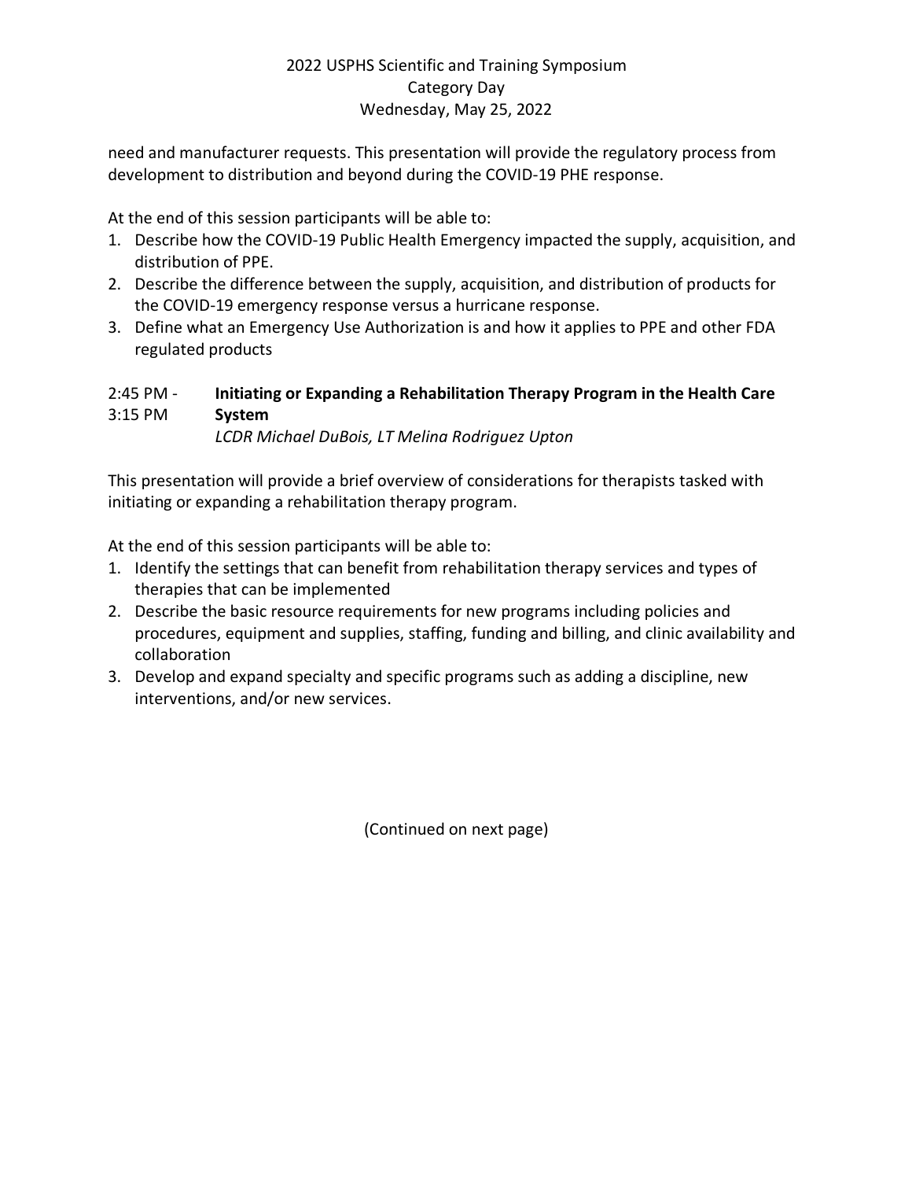need and manufacturer requests. This presentation will provide the regulatory process from development to distribution and beyond during the COVID-19 PHE response.

At the end of this session participants will be able to:

1. Describe how the COVID-19 Public Health Emergency impacted the supply, acquisition, and distribution of PPE.
2. Describe the difference between the supply, acquisition, and distribution of products for the COVID-19 emergency response versus a hurricane response.
3. Define what an Emergency Use Authorization is and how it applies to PPE and other FDA regulated products

2:45 PM - 3:15 PM **Initiating or Expanding a Rehabilitation Therapy Program in the Health Care System**
*LCDR Michael DuBois, LT Melina Rodriguez Upton*

This presentation will provide a brief overview of considerations for therapists tasked with initiating or expanding a rehabilitation therapy program.

At the end of this session participants will be able to:

1. Identify the settings that can benefit from rehabilitation therapy services and types of therapies that can be implemented
2. Describe the basic resource requirements for new programs including policies and procedures, equipment and supplies, staffing, funding and billing, and clinic availability and collaboration
3. Develop and expand specialty and specific programs such as adding a discipline, new interventions, and/or new services.

(Continued on next page)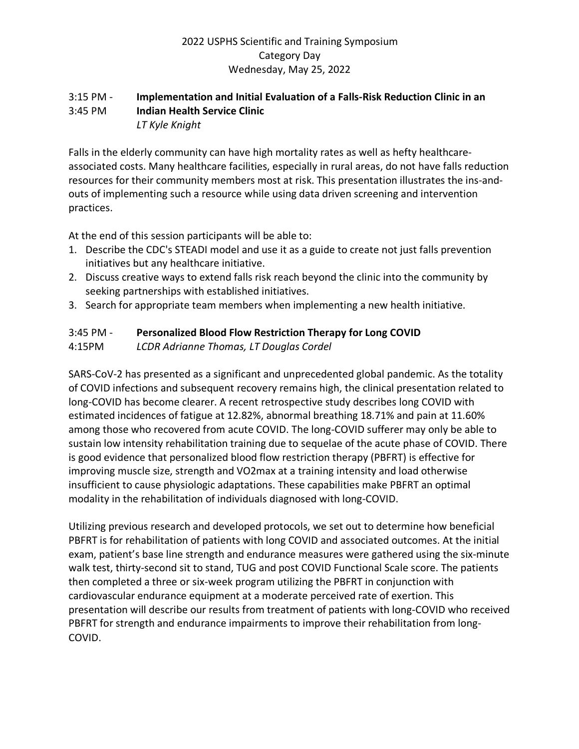2022 USPHS Scientific and Training Symposium
Category Day
Wednesday, May 25, 2022

3:15 PM - 3:45 PM **Implementation and Initial Evaluation of a Falls-Risk Reduction Clinic in an Indian Health Service Clinic**
*LT Kyle Knight*

Falls in the elderly community can have high mortality rates as well as hefty healthcare-associated costs. Many healthcare facilities, especially in rural areas, do not have falls reduction resources for their community members most at risk. This presentation illustrates the ins-and-outs of implementing such a resource while using data driven screening and intervention practices.

At the end of this session participants will be able to:

1. Describe the CDC's STEADI model and use it as a guide to create not just falls prevention initiatives but any healthcare initiative.
2. Discuss creative ways to extend falls risk reach beyond the clinic into the community by seeking partnerships with established initiatives.
3. Search for appropriate team members when implementing a new health initiative.

3:45 PM - 4:15PM **Personalized Blood Flow Restriction Therapy for Long COVID**
*LCDR Adrianne Thomas, LT Douglas Cordel*

SARS-CoV-2 has presented as a significant and unprecedented global pandemic. As the totality of COVID infections and subsequent recovery remains high, the clinical presentation related to long-COVID has become clearer. A recent retrospective study describes long COVID with estimated incidences of fatigue at 12.82%, abnormal breathing 18.71% and pain at 11.60% among those who recovered from acute COVID. The long-COVID sufferer may only be able to sustain low intensity rehabilitation training due to sequelae of the acute phase of COVID. There is good evidence that personalized blood flow restriction therapy (PBFRT) is effective for improving muscle size, strength and VO2max at a training intensity and load otherwise insufficient to cause physiologic adaptations. These capabilities make PBFRT an optimal modality in the rehabilitation of individuals diagnosed with long-COVID.

Utilizing previous research and developed protocols, we set out to determine how beneficial PBFRT is for rehabilitation of patients with long COVID and associated outcomes. At the initial exam, patient's base line strength and endurance measures were gathered using the six-minute walk test, thirty-second sit to stand, TUG and post COVID Functional Scale score. The patients then completed a three or six-week program utilizing the PBFRT in conjunction with cardiovascular endurance equipment at a moderate perceived rate of exertion. This presentation will describe our results from treatment of patients with long-COVID who received PBFRT for strength and endurance impairments to improve their rehabilitation from long-COVID.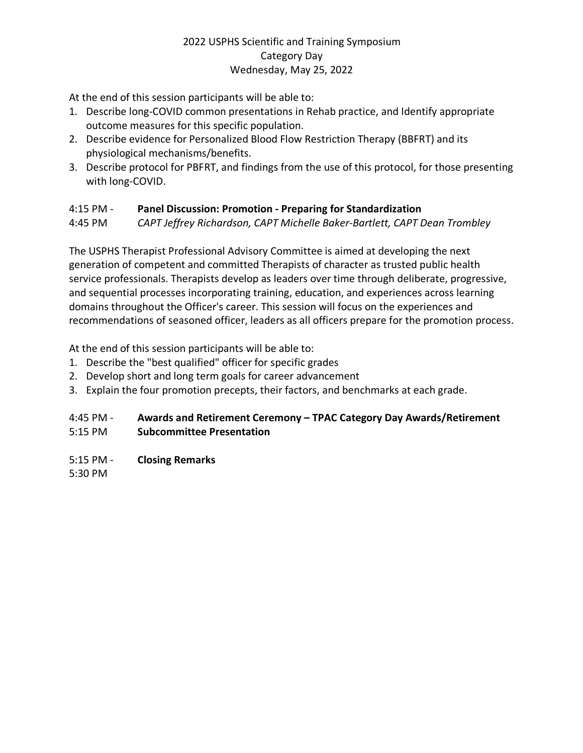2022 USPHS Scientific and Training Symposium
Category Day
Wednesday, May 25, 2022

At the end of this session participants will be able to:

1. Describe long-COVID common presentations in Rehab practice, and Identify appropriate outcome measures for this specific population.
2. Describe evidence for Personalized Blood Flow Restriction Therapy (BBFRT) and its physiological mechanisms/benefits.
3. Describe protocol for PBFRT, and findings from the use of this protocol, for those presenting with long-COVID.

4:15 PM - 4:45 PM **Panel Discussion: Promotion - Preparing for Standardization**
*CAPT Jeffrey Richardson, CAPT Michelle Baker-Bartlett, CAPT Dean Trombley*

The USPHS Therapist Professional Advisory Committee is aimed at developing the next generation of competent and committed Therapists of character as trusted public health service professionals. Therapists develop as leaders over time through deliberate, progressive, and sequential processes incorporating training, education, and experiences across learning domains throughout the Officer's career. This session will focus on the experiences and recommendations of seasoned officer, leaders as all officers prepare for the promotion process.

At the end of this session participants will be able to:

1. Describe the "best qualified" officer for specific grades
2. Develop short and long term goals for career advancement
3. Explain the four promotion precepts, their factors, and benchmarks at each grade.

4:45 PM - 5:15 PM **Awards and Retirement Ceremony – TPAC Category Day Awards/Retirement Subcommittee Presentation**

5:15 PM - 5:30 PM **Closing Remarks**